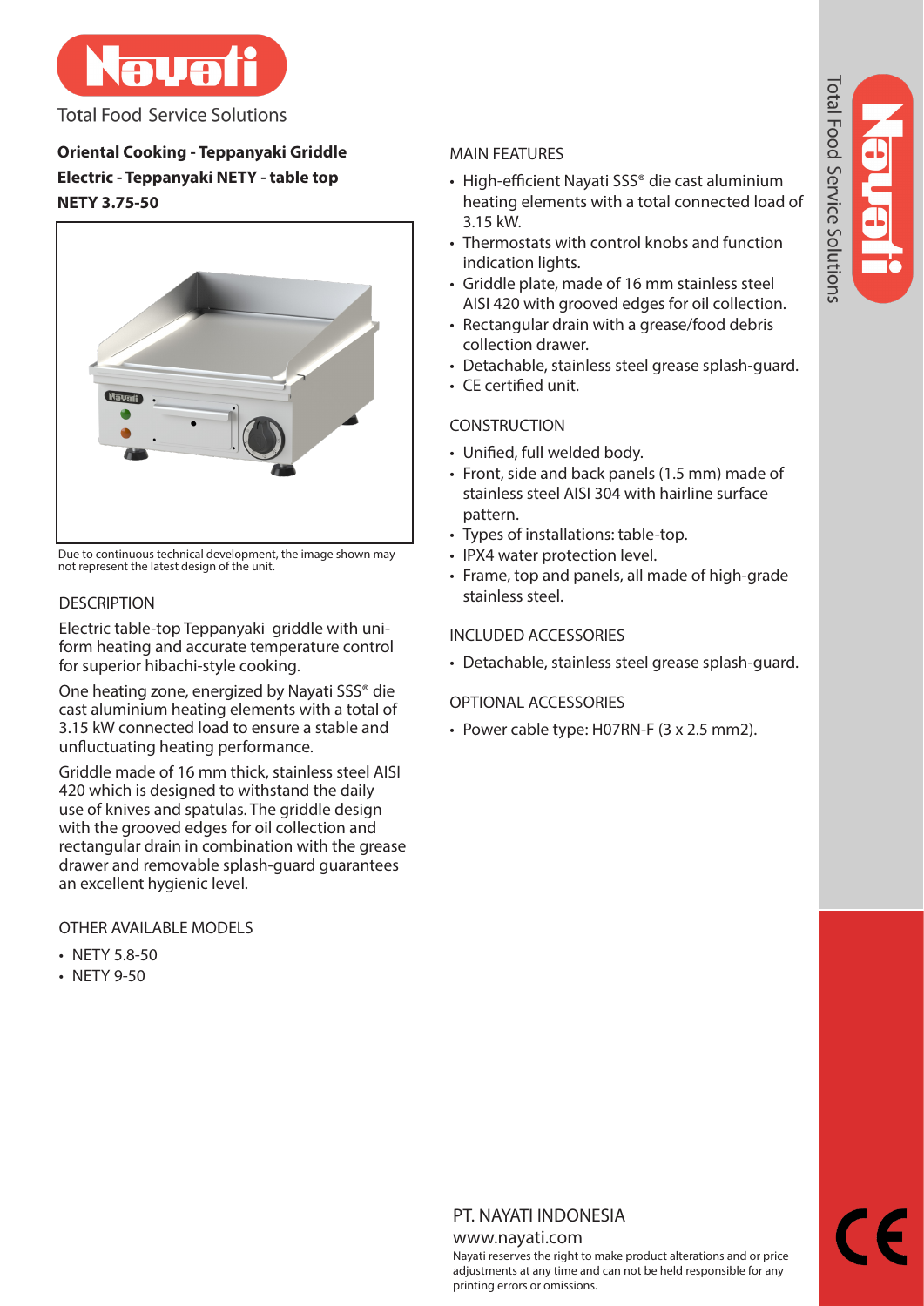Total Food Service Solutions

**Oriental Cooking - Teppanyaki Griddle**
**Electric - Teppanyaki NETY - table top**
**NETY 3.75-50**

Due to continuous technical development, the image shown may not represent the latest design of the unit.

## DESCRIPTION

Electric table-top Teppanyaki griddle with uniform heating and accurate temperature control for superior hibachi-style cooking.

One heating zone, energized by Nayati SSS® die cast aluminium heating elements with a total of 3.15 kW connected load to ensure a stable and unfluctuating heating performance.

Griddle made of 16 mm thick, stainless steel AISI 420 which is designed to withstand the daily use of knives and spatulas. The griddle design with the grooved edges for oil collection and rectangular drain in combination with the grease drawer and removable splash-guard guarantees an excellent hygienic level.

## OTHER AVAILABLE MODELS

- NETY 5.8-50
- NETY 9-50

## MAIN FEATURES

- High-efficient Nayati SSS® die cast aluminium heating elements with a total connected load of 3.15 kW.
- Thermostats with control knobs and function indication lights.
- Griddle plate, made of 16 mm stainless steel AISI 420 with grooved edges for oil collection.
- Rectangular drain with a grease/food debris collection drawer.
- Detachable, stainless steel grease splash-guard.
- CE certified unit.

## CONSTRUCTION

- Unified, full welded body.
- Front, side and back panels (1.5 mm) made of stainless steel AISI 304 with hairline surface pattern.
- Types of installations: table-top.
- IPX4 water protection level.
- Frame, top and panels, all made of high-grade stainless steel.

## INCLUDED ACCESSORIES

- Detachable, stainless steel grease splash-guard.

## OPTIONAL ACCESSORIES

- Power cable type: H07RN-F (3 x 2.5 mm2).

PT. NAYATI INDONESIA
www.nayati.com
Nayati reserves the right to make product alterations and or price adjustments at any time and can not be held responsible for any printing errors or omissions.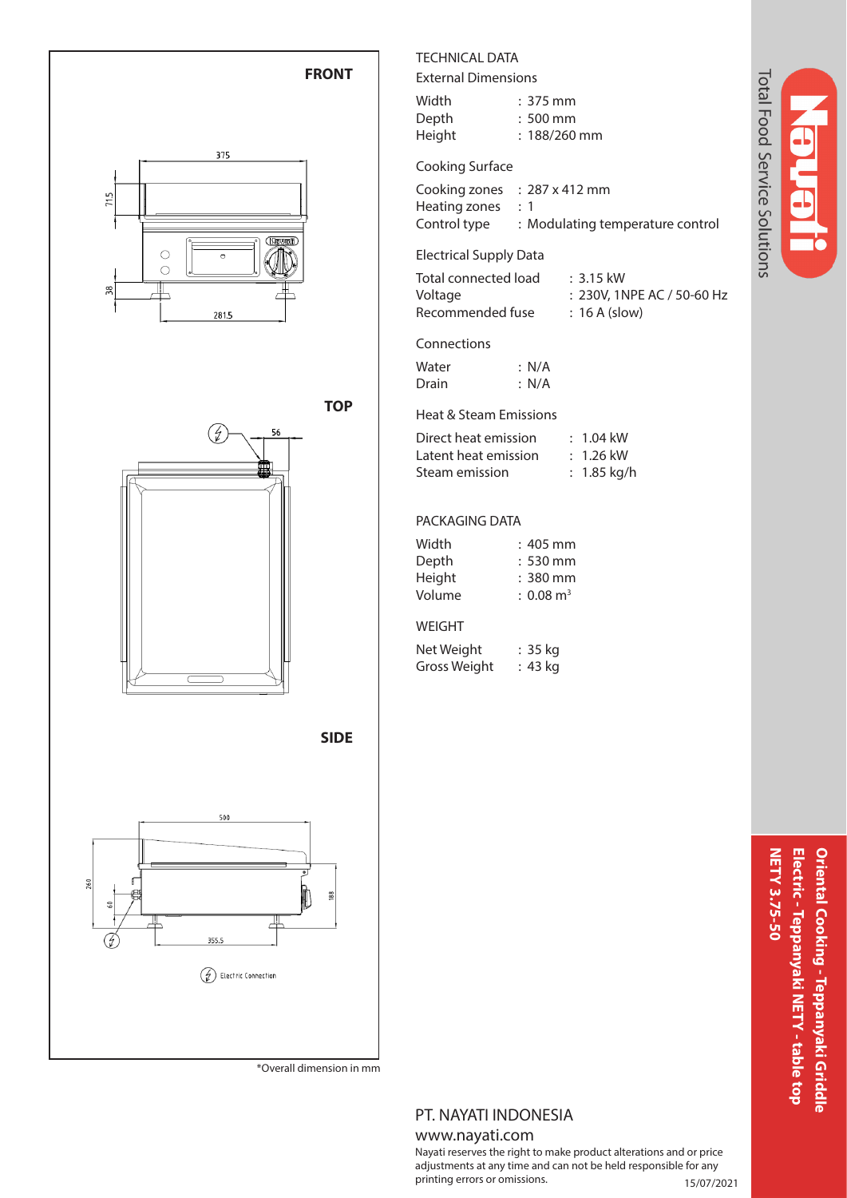**FRONT**

375

71.5

38

281.5

**TOP**

56

**SIDE**

500

260

60

188

355.5

Electric Connection

*Overall dimension in mm

TECHNICAL DATA

External Dimensions

| | |
|---|---|
| Width | : 375 mm |
| Depth | : 500 mm |
| Height | : 188/260 mm |

Cooking Surface

| | |
|---|---|
| Cooking zones | : 287 x 412 mm |
| Heating zones | : 1 |
| Control type | : Modulating temperature control |

Electrical Supply Data

| | |
|---|---|
| Total connected load | : 3.15 kW |
| Voltage | : 230V, 1NPE AC / 50-60 Hz |
| Recommended fuse | : 16 A (slow) |

Connections

| | |
|---|---|
| Water | : N/A |
| Drain | : N/A |

Heat & Steam Emissions

| | |
|---|---|
| Direct heat emission | : 1.04 kW |
| Latent heat emission | : 1.26 kW |
| Steam emission | : 1.85 kg/h |

PACKAGING DATA

| | |
|---|---|
| Width | : 405 mm |
| Depth | : 530 mm |
| Height | : 380 mm |
| Volume | : 0.08 m$^3$ |

WEIGHT

| | |
|---|---|
| Net Weight | : 35 kg |
| Gross Weight | : 43 kg |

Nayati

Total Food Service Solutions

**Oriental Cooking - Teppanyaki Griddle**

**Electric - Teppanyaki NETY - table top**

**NETY 3.75-50**

PT. NAYATI INDONESIA

www.nayati.com

Nayati reserves the right to make product alterations and or price adjustments at any time and can not be held responsible for any printing errors or omissions.

15/07/2021